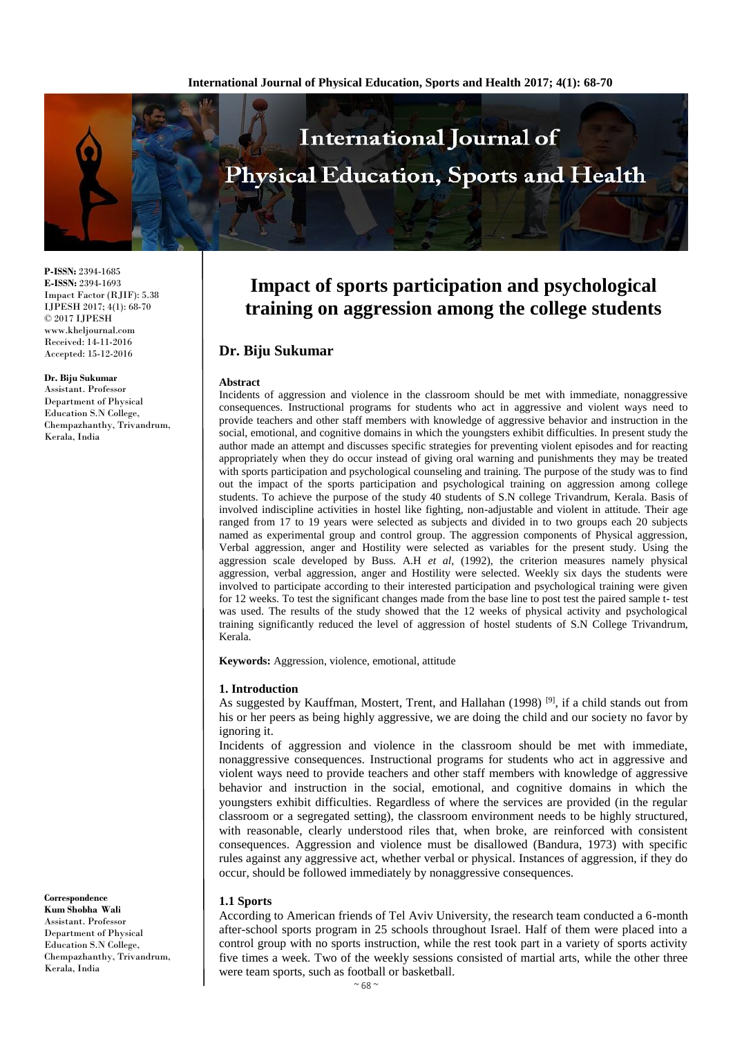P-ISSN: 2394-1685
E-ISSN: 2394-1693
Impact Factor (RJIF): 5.38
IJPESH 2017; 4(1): 68-70
© 2017 IJPESH
www.kheljournal.com
Received: 14-11-2016
Accepted: 15-12-2016

**Dr. Biju Sukumar**
Assistant. Professor
Department of Physical Education S.N College, Chempazhanthy, Trivandrum, Kerala, India

**Correspondence**
**Kum Shobha Wali**
Assistant. Professor
Department of Physical Education S.N College, Chempazhanthy, Trivandrum, Kerala, India

# Impact of sports participation and psychological training on aggression among the college students

## Dr. Biju Sukumar

**Abstract**

Incidents of aggression and violence in the classroom should be met with immediate, nonaggressive consequences. Instructional programs for students who act in aggressive and violent ways need to provide teachers and other staff members with knowledge of aggressive behavior and instruction in the social, emotional, and cognitive domains in which the youngsters exhibit difficulties. In present study the author made an attempt and discusses specific strategies for preventing violent episodes and for reacting appropriately when they do occur instead of giving oral warning and punishments they may be treated with sports participation and psychological counseling and training. The purpose of the study was to find out the impact of the sports participation and psychological training on aggression among college students. To achieve the purpose of the study 40 students of S.N college Trivandrum, Kerala. Basis of involved indiscipline activities in hostel like fighting, non-adjustable and violent in attitude. Their age ranged from 17 to 19 years were selected as subjects and divided in to two groups each 20 subjects named as experimental group and control group. The aggression components of Physical aggression, Verbal aggression, anger and Hostility were selected as variables for the present study. Using the aggression scale developed by Buss. A.H *et al*, (1992), the criterion measures namely physical aggression, verbal aggression, anger and Hostility were selected. Weekly six days the students were involved to participate according to their interested participation and psychological training were given for 12 weeks. To test the significant changes made from the base line to post test the paired sample t- test was used. The results of the study showed that the 12 weeks of physical activity and psychological training significantly reduced the level of aggression of hostel students of S.N College Trivandrum, Kerala.

**Keywords:** Aggression, violence, emotional, attitude

### 1. Introduction

As suggested by Kauffman, Mostert, Trent, and Hallahan (1998) [9], if a child stands out from his or her peers as being highly aggressive, we are doing the child and our society no favor by ignoring it.

Incidents of aggression and violence in the classroom should be met with immediate, nonaggressive consequences. Instructional programs for students who act in aggressive and violent ways need to provide teachers and other staff members with knowledge of aggressive behavior and instruction in the social, emotional, and cognitive domains in which the youngsters exhibit difficulties. Regardless of where the services are provided (in the regular classroom or a segregated setting), the classroom environment needs to be highly structured, with reasonable, clearly understood riles that, when broke, are reinforced with consistent consequences. Aggression and violence must be disallowed (Bandura, 1973) with specific rules against any aggressive act, whether verbal or physical. Instances of aggression, if they do occur, should be followed immediately by nonaggressive consequences.

#### 1.1 Sports

According to American friends of Tel Aviv University, the research team conducted a 6-month after-school sports program in 25 schools throughout Israel. Half of them were placed into a control group with no sports instruction, while the rest took part in a variety of sports activity five times a week. Two of the weekly sessions consisted of martial arts, while the other three were team sports, such as football or basketball.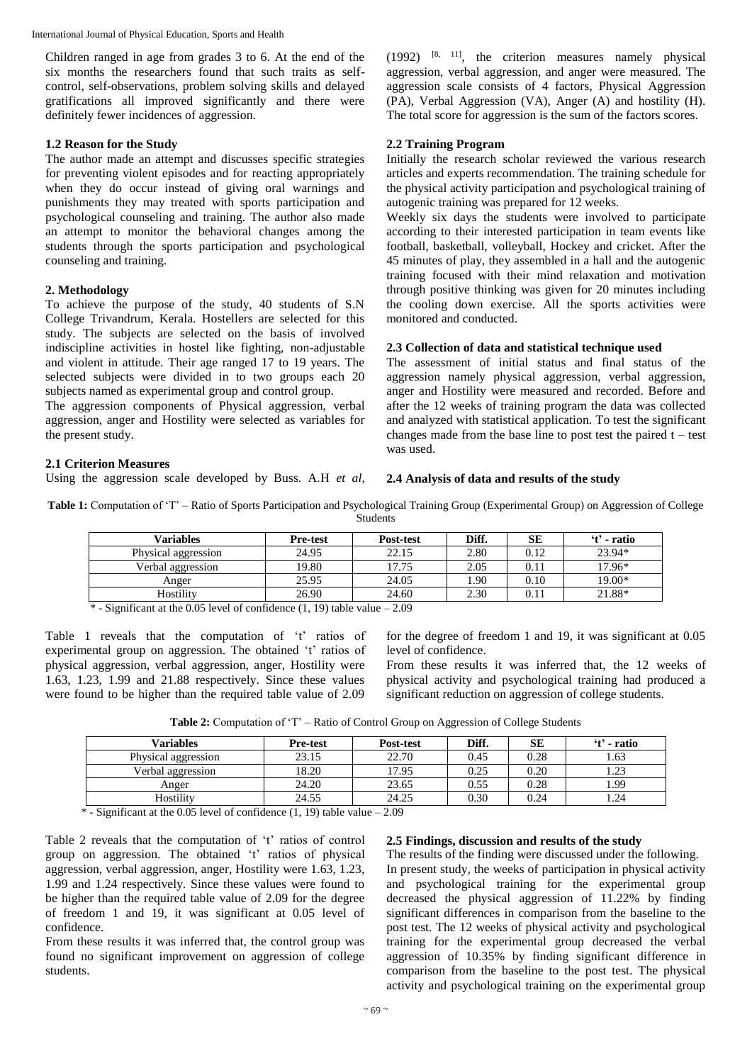Children ranged in age from grades 3 to 6. At the end of the six months the researchers found that such traits as self-control, self-observations, problem solving skills and delayed gratifications all improved significantly and there were definitely fewer incidences of aggression.

### 1.2 Reason for the Study

The author made an attempt and discusses specific strategies for preventing violent episodes and for reacting appropriately when they do occur instead of giving oral warnings and punishments they may treated with sports participation and psychological counseling and training. The author also made an attempt to monitor the behavioral changes among the students through the sports participation and psychological counseling and training.

## 2. Methodology

To achieve the purpose of the study, 40 students of S.N College Trivandrum, Kerala. Hostellers are selected for this study. The subjects are selected on the basis of involved indiscipline activities in hostel like fighting, non-adjustable and violent in attitude. Their age ranged 17 to 19 years. The selected subjects were divided in to two groups each 20 subjects named as experimental group and control group.

The aggression components of Physical aggression, verbal aggression, anger and Hostility were selected as variables for the present study.

### 2.1 Criterion Measures

Using the aggression scale developed by Buss. A.H *et al,* (1992) [8, 11], the criterion measures namely physical aggression, verbal aggression, and anger were measured. The aggression scale consists of 4 factors, Physical Aggression (PA), Verbal Aggression (VA), Anger (A) and hostility (H). The total score for aggression is the sum of the factors scores.

### 2.2 Training Program

Initially the research scholar reviewed the various research articles and experts recommendation. The training schedule for the physical activity participation and psychological training of autogenic training was prepared for 12 weeks.

Weekly six days the students were involved to participate according to their interested participation in team events like football, basketball, volleyball, Hockey and cricket. After the 45 minutes of play, they assembled in a hall and the autogenic training focused with their mind relaxation and motivation through positive thinking was given for 20 minutes including the cooling down exercise. All the sports activities were monitored and conducted.

### 2.3 Collection of data and statistical technique used

The assessment of initial status and final status of the aggression namely physical aggression, verbal aggression, anger and Hostility were measured and recorded. Before and after the 12 weeks of training program the data was collected and analyzed with statistical application. To test the significant changes made from the base line to post test the paired t – test was used.

### 2.4 Analysis of data and results of the study

**Table 1:** Computation of 'T' – Ratio of Sports Participation and Psychological Training Group (Experimental Group) on Aggression of College Students

| Variables | Pre-test | Post-test | Diff. | SE | 't' - ratio |
|---|---|---|---|---|---|
| Physical aggression | 24.95 | 22.15 | 2.80 | 0.12 | 23.94* |
| Verbal aggression | 19.80 | 17.75 | 2.05 | 0.11 | 17.96* |
| Anger | 25.95 | 24.05 | 1.90 | 0.10 | 19.00* |
| Hostility | 26.90 | 24.60 | 2.30 | 0.11 | 21.88* |

\* - Significant at the 0.05 level of confidence (1, 19) table value – 2.09

Table 1 reveals that the computation of 't' ratios of experimental group on aggression. The obtained 't' ratios of physical aggression, verbal aggression, anger, Hostility were 1.63, 1.23, 1.99 and 21.88 respectively. Since these values were found to be higher than the required table value of 2.09 for the degree of freedom 1 and 19, it was significant at 0.05 level of confidence.

From these results it was inferred that, the 12 weeks of physical activity and psychological training had produced a significant reduction on aggression of college students.

**Table 2:** Computation of 'T' – Ratio of Control Group on Aggression of College Students

| Variables | Pre-test | Post-test | Diff. | SE | 't' - ratio |
|---|---|---|---|---|---|
| Physical aggression | 23.15 | 22.70 | 0.45 | 0.28 | 1.63 |
| Verbal aggression | 18.20 | 17.95 | 0.25 | 0.20 | 1.23 |
| Anger | 24.20 | 23.65 | 0.55 | 0.28 | 1.99 |
| Hostility | 24.55 | 24.25 | 0.30 | 0.24 | 1.24 |

\* - Significant at the 0.05 level of confidence (1, 19) table value – 2.09

Table 2 reveals that the computation of 't' ratios of control group on aggression. The obtained 't' ratios of physical aggression, verbal aggression, anger, Hostility were 1.63, 1.23, 1.99 and 1.24 respectively. Since these values were found to be higher than the required table value of 2.09 for the degree of freedom 1 and 19, it was significant at 0.05 level of confidence.

From these results it was inferred that, the control group was found no significant improvement on aggression of college students.

### 2.5 Findings, discussion and results of the study

The results of the finding were discussed under the following.

In present study, the weeks of participation in physical activity and psychological training for the experimental group decreased the physical aggression of 11.22% by finding significant differences in comparison from the baseline to the post test. The 12 weeks of physical activity and psychological training for the experimental group decreased the verbal aggression of 10.35% by finding significant difference in comparison from the baseline to the post test. The physical activity and psychological training on the experimental group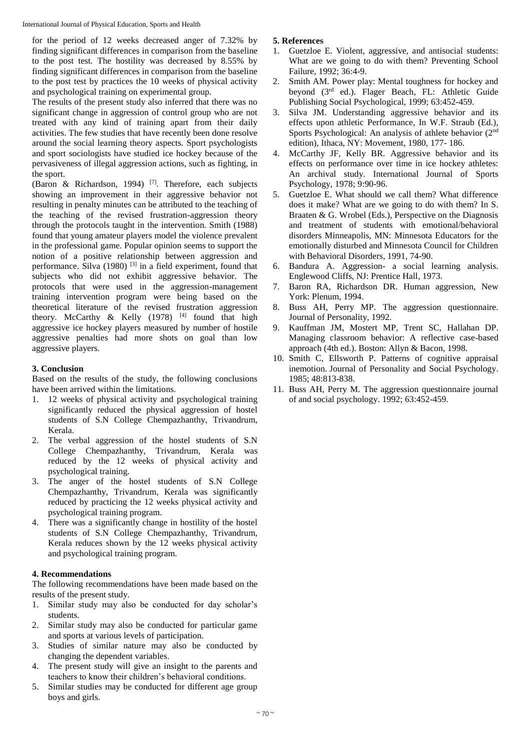for the period of 12 weeks decreased anger of 7.32% by finding significant differences in comparison from the baseline to the post test. The hostility was decreased by 8.55% by finding significant differences in comparison from the baseline to the post test by practices the 10 weeks of physical activity and psychological training on experimental group.

The results of the present study also inferred that there was no significant change in aggression of control group who are not treated with any kind of training apart from their daily activities. The few studies that have recently been done resolve around the social learning theory aspects. Sport psychologists and sport sociologists have studied ice hockey because of the pervasiveness of illegal aggression actions, such as fighting, in the sport.

(Baron & Richardson, 1994) [7]. Therefore, each subjects showing an improvement in their aggressive behavior not resulting in penalty minutes can be attributed to the teaching of the teaching of the revised frustration-aggression theory through the protocols taught in the intervention. Smith (1988) found that young amateur players model the violence prevalent in the professional game. Popular opinion seems to support the notion of a positive relationship between aggression and performance. Silva (1980) [3] in a field experiment, found that subjects who did not exhibit aggressive behavior. The protocols that were used in the aggression-management training intervention program were being based on the theoretical literature of the revised frustration aggression theory. McCarthy & Kelly (1978) [4] found that high aggressive ice hockey players measured by number of hostile aggressive penalties had more shots on goal than low aggressive players.

## 3. Conclusion

Based on the results of the study, the following conclusions have been arrived within the limitations.

1. 12 weeks of physical activity and psychological training significantly reduced the physical aggression of hostel students of S.N College Chempazhanthy, Trivandrum, Kerala.
2. The verbal aggression of the hostel students of S.N College Chempazhanthy, Trivandrum, Kerala was reduced by the 12 weeks of physical activity and psychological training.
3. The anger of the hostel students of S.N College Chempazhanthy, Trivandrum, Kerala was significantly reduced by practicing the 12 weeks physical activity and psychological training program.
4. There was a significantly change in hostility of the hostel students of S.N College Chempazhanthy, Trivandrum, Kerala reduces shown by the 12 weeks physical activity and psychological training program.

## 4. Recommendations

The following recommendations have been made based on the results of the present study.

1. Similar study may also be conducted for day scholar's students.
2. Similar study may also be conducted for particular game and sports at various levels of participation.
3. Studies of similar nature may also be conducted by changing the dependent variables.
4. The present study will give an insight to the parents and teachers to know their children's behavioral conditions.
5. Similar studies may be conducted for different age group boys and girls.

## 5. References

1. Guetzloe E. Violent, aggressive, and antisocial students: What are we going to do with them? Preventing School Failure, 1992; 36:4-9.
2. Smith AM. Power play: Mental toughness for hockey and beyond (3rd ed.). Flager Beach, FL: Athletic Guide Publishing Social Psychological, 1999; 63:452-459.
3. Silva JM. Understanding aggressive behavior and its effects upon athletic Performance, In W.F. Straub (Ed.), Sports Psychological: An analysis of athlete behavior (2nd edition), Ithaca, NY: Movement, 1980, 177- 186.
4. McCarthy JF, Kelly BR. Aggressive behavior and its effects on performance over time in ice hockey athletes: An archival study. International Journal of Sports Psychology, 1978; 9:90-96.
5. Guetzloe E. What should we call them? What difference does it make? What are we going to do with them? In S. Braaten & G. Wrobel (Eds.), Perspective on the Diagnosis and treatment of students with emotional/behavioral disorders Minneapolis, MN: Minnesota Educators for the emotionally disturbed and Minnesota Council for Children with Behavioral Disorders, 1991, 74-90.
6. Bandura A. Aggression- a social learning analysis. Englewood Cliffs, NJ: Prentice Hall, 1973.
7. Baron RA, Richardson DR. Human aggression, New York: Plenum, 1994.
8. Buss AH, Perry MP. The aggression questionnaire. Journal of Personality, 1992.
9. Kauffman JM, Mostert MP, Trent SC, Hallahan DP. Managing classroom behavior: A reflective case-based approach (4th ed.). Boston: Allyn & Bacon, 1998.
10. Smith C, Ellsworth P. Patterns of cognitive appraisal inemotion. Journal of Personality and Social Psychology. 1985; 48:813-838.
11. Buss AH, Perry M. The aggression questionnaire journal of and social psychology. 1992; 63:452-459.